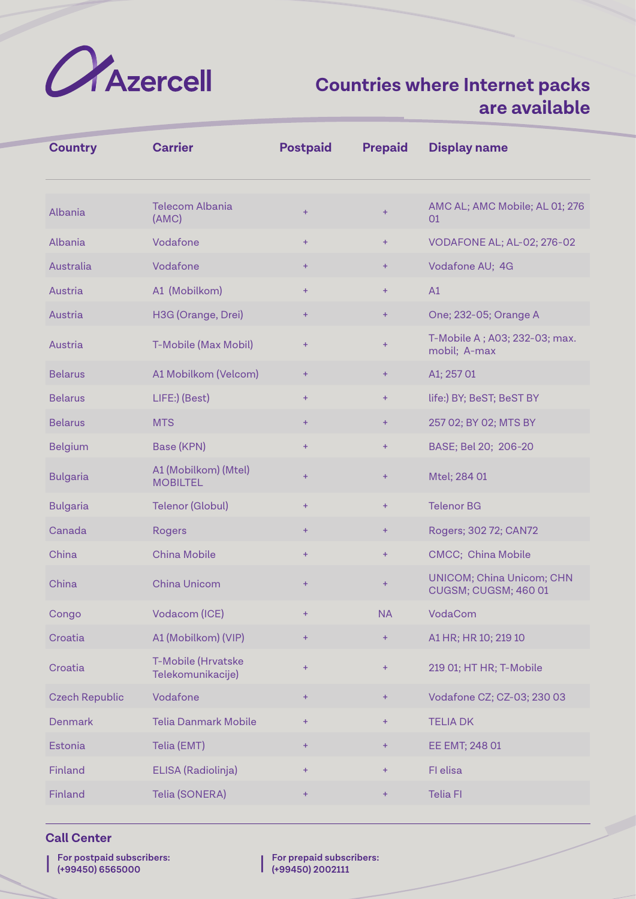Azercell

# Countries where Internet packs are available

| Country | Carrier | Postpaid | Prepaid | Display name |
|---|---|---|---|---|
| Albania | Telecom Albania (AMC) | + | + | AMC AL; AMC Mobile; AL 01; 276 01 |
| Albania | Vodafone | + | + | VODAFONE AL; AL-02; 276-02 |
| Australia | Vodafone | + | + | Vodafone AU; 4G |
| Austria | A1 (Mobilkom) | + | + | A1 |
| Austria | H3G (Orange, Drei) | + | + | One; 232-05; Orange A |
| Austria | T-Mobile (Max Mobil) | + | + | T-Mobile A ; A03; 232-03; max. mobil; A-max |
| Belarus | A1 Mobilkom (Velcom) | + | + | A1; 257 01 |
| Belarus | LIFE:) (Best) | + | + | life:) BY; BeST; BeST BY |
| Belarus | MTS | + | + | 257 02; BY 02; MTS BY |
| Belgium | Base (KPN) | + | + | BASE; Bel 20; 206-20 |
| Bulgaria | A1 (Mobilkom) (Mtel) MOBILTEL | + | + | Mtel; 284 01 |
| Bulgaria | Telenor (Globul) | + | + | Telenor BG |
| Canada | Rogers | + | + | Rogers; 302 72; CAN72 |
| China | China Mobile | + | + | CMCC; China Mobile |
| China | China Unicom | + | + | UNICOM; China Unicom; CHN CUGSM; CUGSM; 460 01 |
| Congo | Vodacom (ICE) | + | NA | VodaCom |
| Croatia | A1 (Mobilkom) (VIP) | + | + | A1 HR; HR 10; 219 10 |
| Croatia | T-Mobile (Hrvatske Telekomunikacije) | + | + | 219 01; HT HR; T-Mobile |
| Czech Republic | Vodafone | + | + | Vodafone CZ; CZ-03; 230 03 |
| Denmark | Telia Danmark Mobile | + | + | TELIA DK |
| Estonia | Telia (EMT) | + | + | EE EMT; 248 01 |
| Finland | ELISA (Radiolinja) | + | + | FI elisa |
| Finland | Telia (SONERA) | + | + | Telia FI |

**Call Center**

**For postpaid subscribers:**
**(+99450) 6565000**

**For prepaid subscribers:**
**(+99450) 2002111**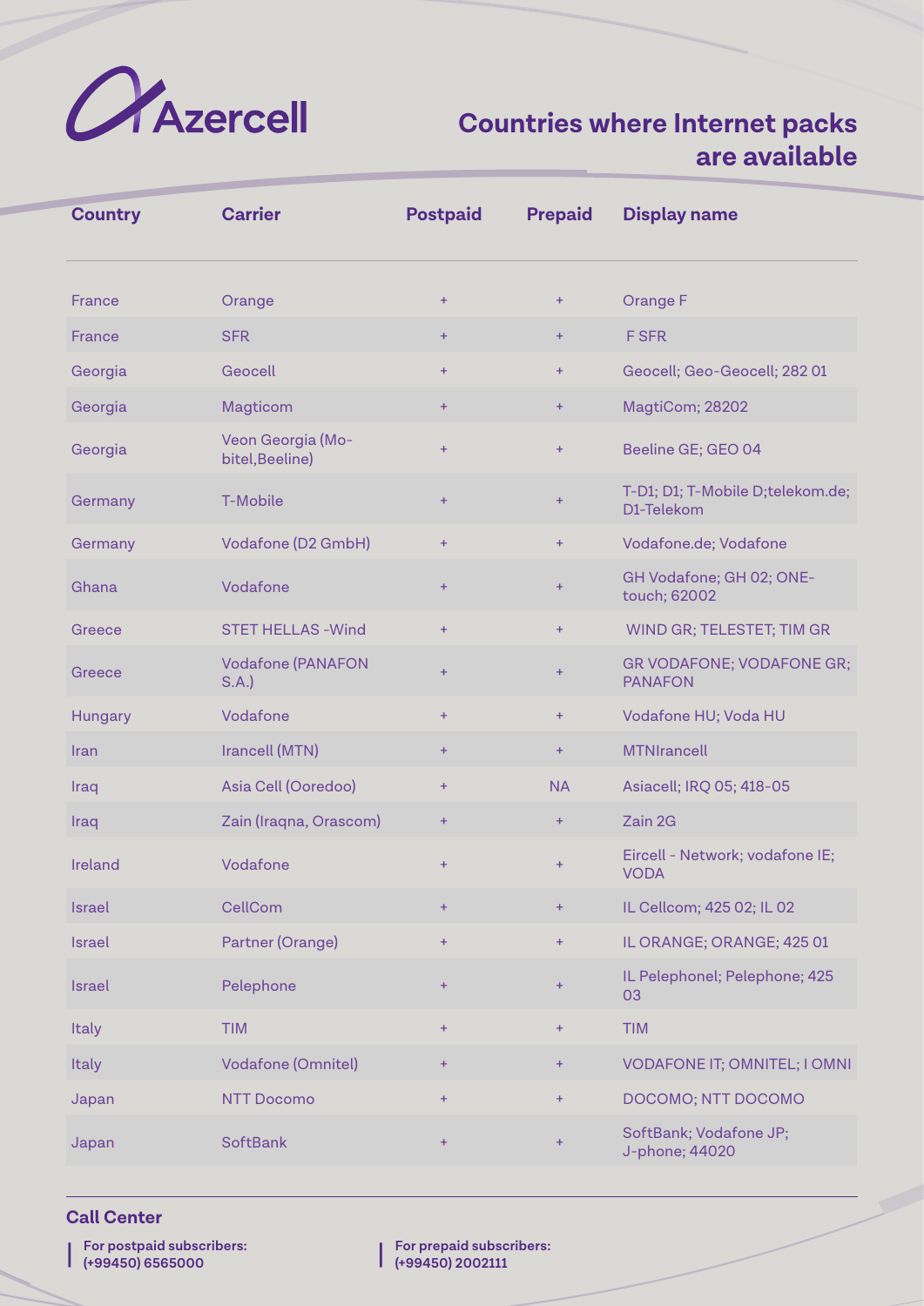Azercell

# Countries where Internet packs are available

| Country | Carrier | Postpaid | Prepaid | Display name |
|---|---|---|---|---|
| France | Orange | + | + | Orange F |
| France | SFR | + | + | F SFR |
| Georgia | Geocell | + | + | Geocell; Geo-Geocell; 282 01 |
| Georgia | Magticom | + | + | MagtiCom; 28202 |
| Georgia | Veon Georgia (Mo-bitel,Beeline) | + | + | Beeline GE; GEO 04 |
| Germany | T-Mobile | + | + | T-D1; D1; T-Mobile D;telekom.de; D1-Telekom |
| Germany | Vodafone (D2 GmbH) | + | + | Vodafone.de; Vodafone |
| Ghana | Vodafone | + | + | GH Vodafone; GH 02; ONE-touch; 62002 |
| Greece | STET HELLAS -Wind | + | + | WIND GR; TELESTET; TIM GR |
| Greece | Vodafone (PANAFON S.A.) | + | + | GR VODAFONE; VODAFONE GR; PANAFON |
| Hungary | Vodafone | + | + | Vodafone HU; Voda HU |
| Iran | Irancell (MTN) | + | + | MTNIrancell |
| Iraq | Asia Cell (Ooredoo) | + | NA | Asiacell; IRQ 05; 418-05 |
| Iraq | Zain (Iraqna, Orascom) | + | + | Zain 2G |
| Ireland | Vodafone | + | + | Eircell - Network; vodafone IE; VODA |
| Israel | CellCom | + | + | IL Cellcom; 425 02; IL 02 |
| Israel | Partner (Orange) | + | + | IL ORANGE; ORANGE; 425 01 |
| Israel | Pelephone | + | + | IL Pelephonel; Pelephone; 425 03 |
| Italy | TIM | + | + | TIM |
| Italy | Vodafone (Omnitel) | + | + | VODAFONE IT; OMNITEL; I OMNI |
| Japan | NTT Docomo | + | + | DOCOMO; NTT DOCOMO |
| Japan | SoftBank | + | + | SoftBank; Vodafone JP; J-phone; 44020 |

## Call Center

**For postpaid subscribers:**
**(+99450) 6565000**

**For prepaid subscribers:**
**(+99450) 2002111**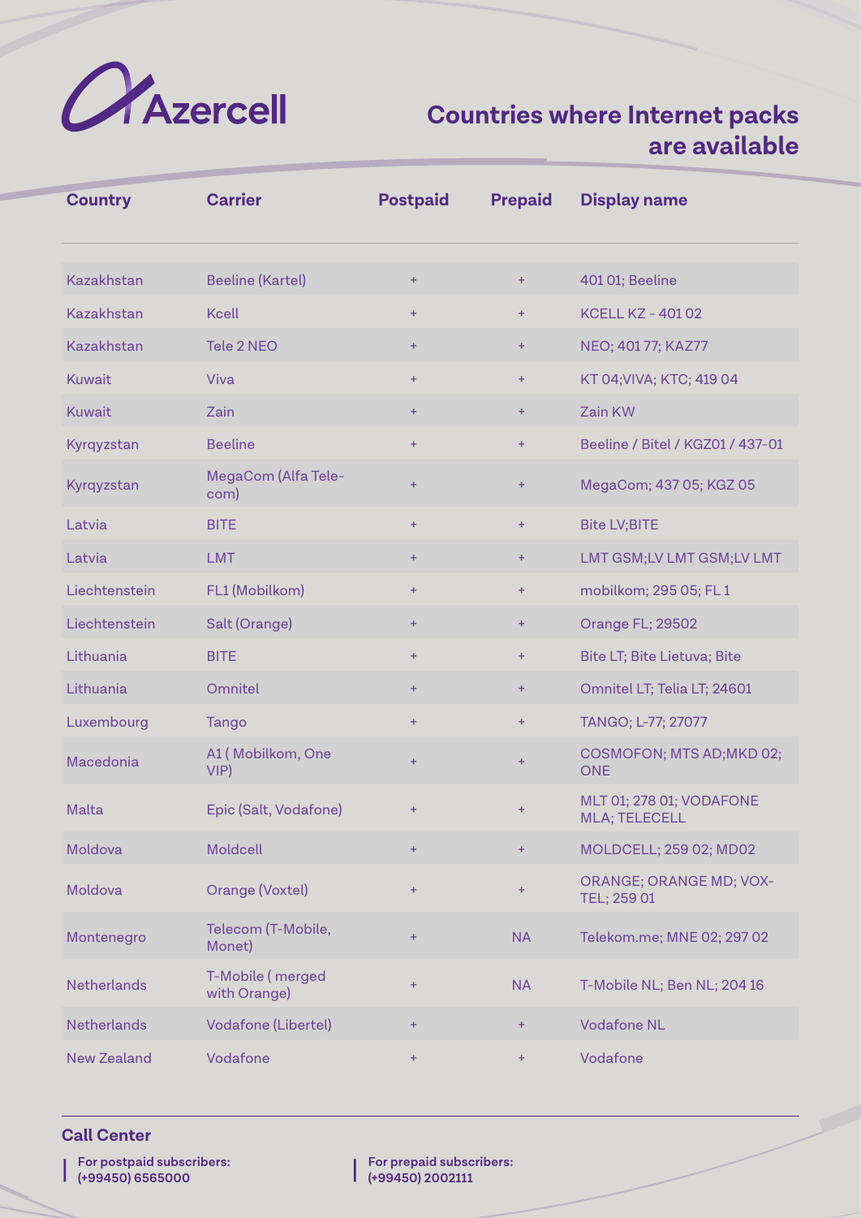Azercell

# Countries where Internet packs are available

| Country | Carrier | Postpaid | Prepaid | Display name |
|---|---|---|---|---|
| Kazakhstan | Beeline (Kartel) | + | + | 401 01; Beeline |
| Kazakhstan | Kcell | + | + | KCELL KZ - 401 02 |
| Kazakhstan | Tele 2 NEO | + | + | NEO; 401 77; KAZ77 |
| Kuwait | Viva | + | + | KT 04;VIVA; KTC; 419 04 |
| Kuwait | Zain | + | + | Zain KW |
| Kyrqyzstan | Beeline | + | + | Beeline / Bitel / KGZ01 / 437-01 |
| Kyrqyzstan | MegaCom (Alfa Tele-com) | + | + | MegaCom; 437 05; KGZ 05 |
| Latvia | BITE | + | + | Bite LV;BITE |
| Latvia | LMT | + | + | LMT GSM;LV LMT GSM;LV LMT |
| Liechtenstein | FL1 (Mobilkom) | + | + | mobilkom; 295 05; FL 1 |
| Liechtenstein | Salt (Orange) | + | + | Orange FL; 29502 |
| Lithuania | BITE | + | + | Bite LT; Bite Lietuva; Bite |
| Lithuania | Omnitel | + | + | Omnitel LT; Telia LT; 24601 |
| Luxembourg | Tango | + | + | TANGO; L-77; 27077 |
| Macedonia | A1 ( Mobilkom, One VIP) | + | + | COSMOFON; MTS AD;MKD 02; ONE |
| Malta | Epic (Salt, Vodafone) | + | + | MLT 01; 278 01; VODAFONE MLA; TELECELL |
| Moldova | Moldcell | + | + | MOLDCELL; 259 02; MD02 |
| Moldova | Orange (Voxtel) | + | + | ORANGE; ORANGE MD; VOX-TEL; 259 01 |
| Montenegro | Telecom (T-Mobile, Monet) | + | NA | Telekom.me; MNE 02; 297 02 |
| Netherlands | T-Mobile ( merged with Orange) | + | NA | T-Mobile NL; Ben NL; 204 16 |
| Netherlands | Vodafone (Libertel) | + | + | Vodafone NL |
| New Zealand | Vodafone | + | + | Vodafone |

**Call Center**

**For postpaid subscribers:**
**(+99450) 6565000**

**For prepaid subscribers:**
**(+99450) 2002111**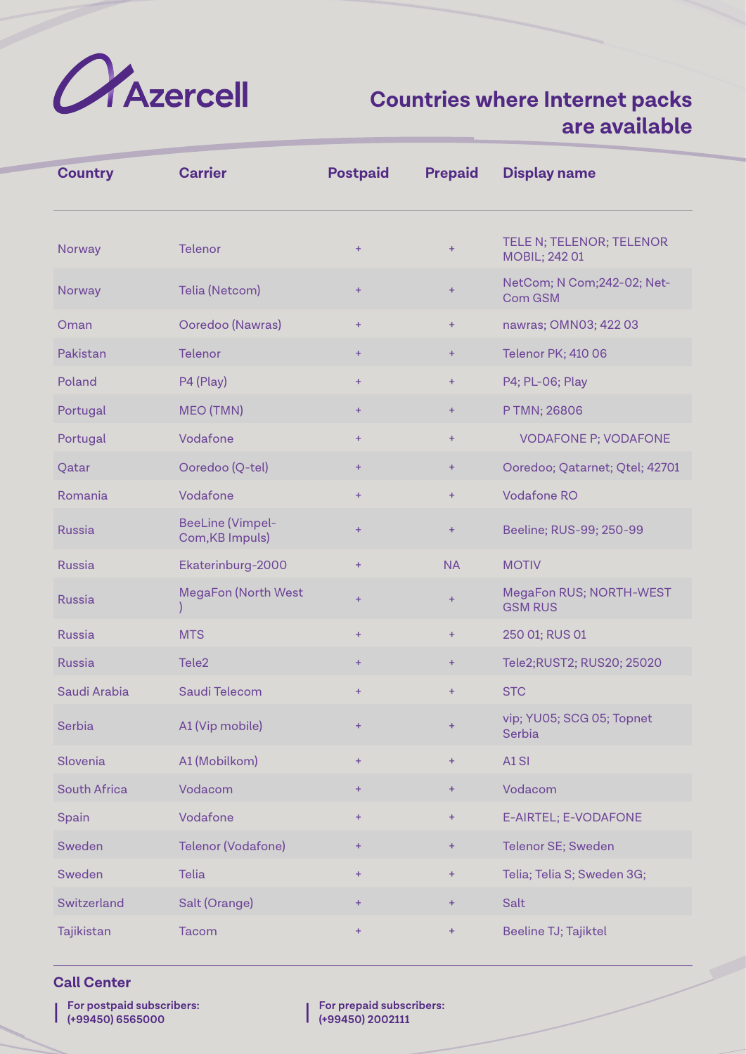# Azercell

## Countries where Internet packs are available

| Country | Carrier | Postpaid | Prepaid | Display name |
|---|---|---|---|---|
| Norway | Telenor | + | + | TELE N; TELENOR; TELENOR MOBIL; 242 01 |
| Norway | Telia (Netcom) | + | + | NetCom; N Com;242-02; Net-Com GSM |
| Oman | Ooredoo (Nawras) | + | + | nawras; OMN03; 422 03 |
| Pakistan | Telenor | + | + | Telenor PK; 410 06 |
| Poland | P4 (Play) | + | + | P4; PL-06; Play |
| Portugal | MEO (TMN) | + | + | P TMN; 26806 |
| Portugal | Vodafone | + | + | VODAFONE P; VODAFONE |
| Qatar | Ooredoo (Q-tel) | + | + | Ooredoo; Qatarnet; Qtel; 42701 |
| Romania | Vodafone | + | + | Vodafone RO |
| Russia | BeeLine (Vimpel-Com,KB Impuls) | + | + | Beeline; RUS-99; 250-99 |
| Russia | Ekaterinburg-2000 | + | NA | MOTIV |
| Russia | MegaFon (North West ) | + | + | MegaFon RUS; NORTH-WEST GSM RUS |
| Russia | MTS | + | + | 250 01; RUS 01 |
| Russia | Tele2 | + | + | Tele2;RUST2; RUS20; 25020 |
| Saudi Arabia | Saudi Telecom | + | + | STC |
| Serbia | A1 (Vip mobile) | + | + | vip; YU05; SCG 05; Topnet Serbia |
| Slovenia | A1 (Mobilkom) | + | + | A1 SI |
| South Africa | Vodacom | + | + | Vodacom |
| Spain | Vodafone | + | + | E-AIRTEL; E-VODAFONE |
| Sweden | Telenor (Vodafone) | + | + | Telenor SE; Sweden |
| Sweden | Telia | + | + | Telia; Telia S; Sweden 3G; |
| Switzerland | Salt (Orange) | + | + | Salt |
| Tajikistan | Tacom | + | + | Beeline TJ; Tajiktel |

### Call Center

**For postpaid subscribers:**
**(+99450) 6565000**

**For prepaid subscribers:**
**(+99450) 2002111**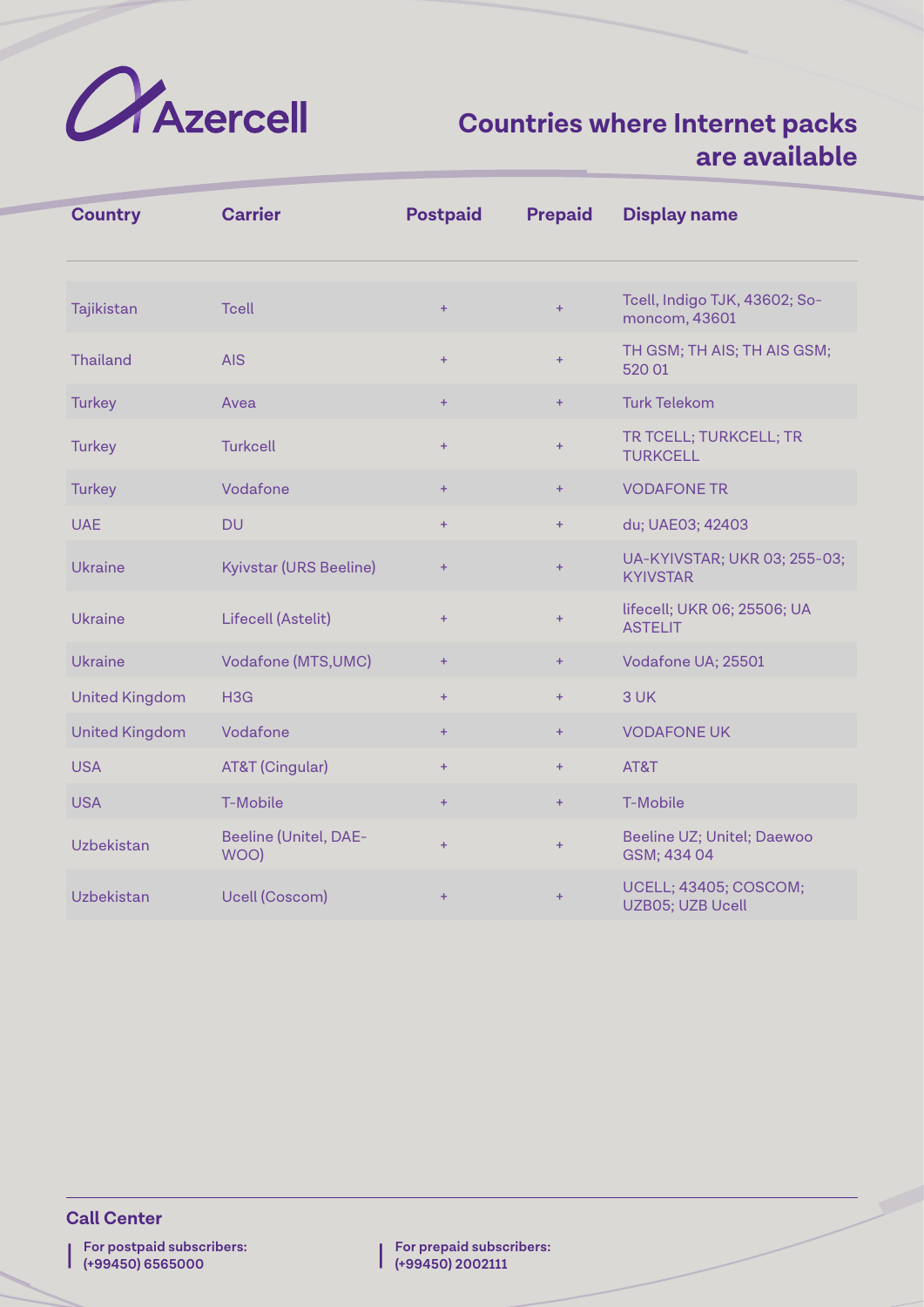Azercell

# Countries where Internet packs are available

| Country | Carrier | Postpaid | Prepaid | Display name |
|---|---|---|---|---|
| Tajikistan | Tcell | + | + | Tcell, Indigo TJK, 43602; So-moncom, 43601 |
| Thailand | AIS | + | + | TH GSM; TH AIS; TH AIS GSM; 520 01 |
| Turkey | Avea | + | + | Turk Telekom |
| Turkey | Turkcell | + | + | TR TCELL; TURKCELL; TR TURKCELL |
| Turkey | Vodafone | + | + | VODAFONE TR |
| UAE | DU | + | + | du; UAE03; 42403 |
| Ukraine | Kyivstar (URS Beeline) | + | + | UA-KYIVSTAR; UKR 03; 255-03; KYIVSTAR |
| Ukraine | Lifecell (Astelit) | + | + | lifecell; UKR 06; 25506; UA ASTELIT |
| Ukraine | Vodafone (MTS,UMC) | + | + | Vodafone UA; 25501 |
| United Kingdom | H3G | + | + | 3 UK |
| United Kingdom | Vodafone | + | + | VODAFONE UK |
| USA | AT&T (Cingular) | + | + | AT&T |
| USA | T-Mobile | + | + | T-Mobile |
| Uzbekistan | Beeline (Unitel, DAE-WOO) | + | + | Beeline UZ; Unitel; Daewoo GSM; 434 04 |
| Uzbekistan | Ucell (Coscom) | + | + | UCELL; 43405; COSCOM; UZB05; UZB Ucell |

**Call Center**

**For postpaid subscribers:**
**(+99450) 6565000**

**For prepaid subscribers:**
**(+99450) 2002111**